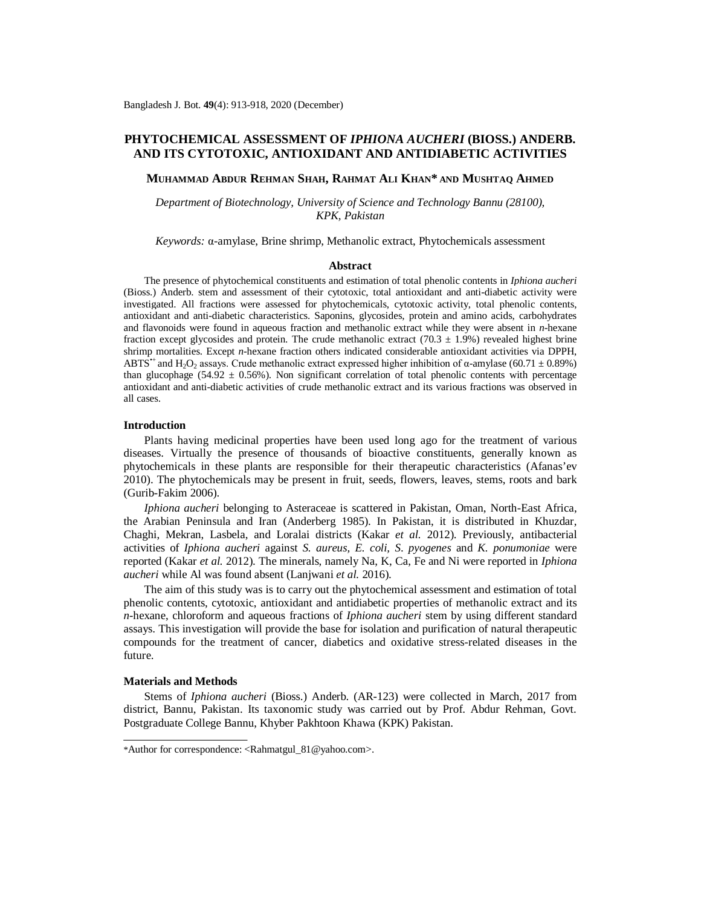# PHYTOCHEMICAL ASSESSMENT OF *IPHIONA AUCHERI* (BIOSS.) ANDERB. AND ITS CYTOTOXIC, ANTIOXIDANT AND ANTIDIABETIC ACTIVITIES

**Muhammad Abdur Rehman Shah, Rahmat Ali Khan* and Mushtaq Ahmed**

*Department of Biotechnology, University of Science and Technology Bannu (28100), KPK, Pakistan*

*Keywords:* α-amylase, Brine shrimp, Methanolic extract, Phytochemicals assessment

## Abstract

The presence of phytochemical constituents and estimation of total phenolic contents in *Iphiona aucheri* (Bioss.) Anderb. stem and assessment of their cytotoxic, total antioxidant and anti-diabetic activity were investigated. All fractions were assessed for phytochemicals, cytotoxic activity, total phenolic contents, antioxidant and anti-diabetic characteristics. Saponins, glycosides, protein and amino acids, carbohydrates and flavonoids were found in aqueous fraction and methanolic extract while they were absent in *n*-hexane fraction except glycosides and protein. The crude methanolic extract (70.3 ± 1.9%) revealed highest brine shrimp mortalities. Except *n*-hexane fraction others indicated considerable antioxidant activities via DPPH, $ABTS^{\cdot+}$ and $H_2O_2$ assays. Crude methanolic extract expressed higher inhibition of α-amylase (60.71 ± 0.89%) than glucophage (54.92 ± 0.56%). Non significant correlation of total phenolic contents with percentage antioxidant and anti-diabetic activities of crude methanolic extract and its various fractions was observed in all cases.

## Introduction

Plants having medicinal properties have been used long ago for the treatment of various diseases. Virtually the presence of thousands of bioactive constituents, generally known as phytochemicals in these plants are responsible for their therapeutic characteristics (Afanas'ev 2010). The phytochemicals may be present in fruit, seeds, flowers, leaves, stems, roots and bark (Gurib-Fakim 2006).

*Iphiona aucheri* belonging to Asteraceae is scattered in Pakistan, Oman, North-East Africa, the Arabian Peninsula and Iran (Anderberg 1985). In Pakistan, it is distributed in Khuzdar, Chaghi, Mekran, Lasbela, and Loralai districts (Kakar *et al.* 2012). Previously, antibacterial activities of *Iphiona aucheri* against *S. aureus*, *E. coli*, *S. pyogenes* and *K. ponumoniae* were reported (Kakar *et al.* 2012). The minerals, namely Na, K, Ca, Fe and Ni were reported in *Iphiona aucheri* while Al was found absent (Lanjwani *et al.* 2016).

The aim of this study was is to carry out the phytochemical assessment and estimation of total phenolic contents, cytotoxic, antioxidant and antidiabetic properties of methanolic extract and its *n*-hexane, chloroform and aqueous fractions of *Iphiona aucheri* stem by using different standard assays. This investigation will provide the base for isolation and purification of natural therapeutic compounds for the treatment of cancer, diabetics and oxidative stress-related diseases in the future.

## Materials and Methods

Stems of *Iphiona aucheri* (Bioss.) Anderb. (AR-123) were collected in March, 2017 from district, Bannu, Pakistan. Its taxonomic study was carried out by Prof. Abdur Rehman, Govt. Postgraduate College Bannu, Khyber Pakhtoon Khawa (KPK) Pakistan.

---

*Author for correspondence: <Rahmatgul_81@yahoo.com>.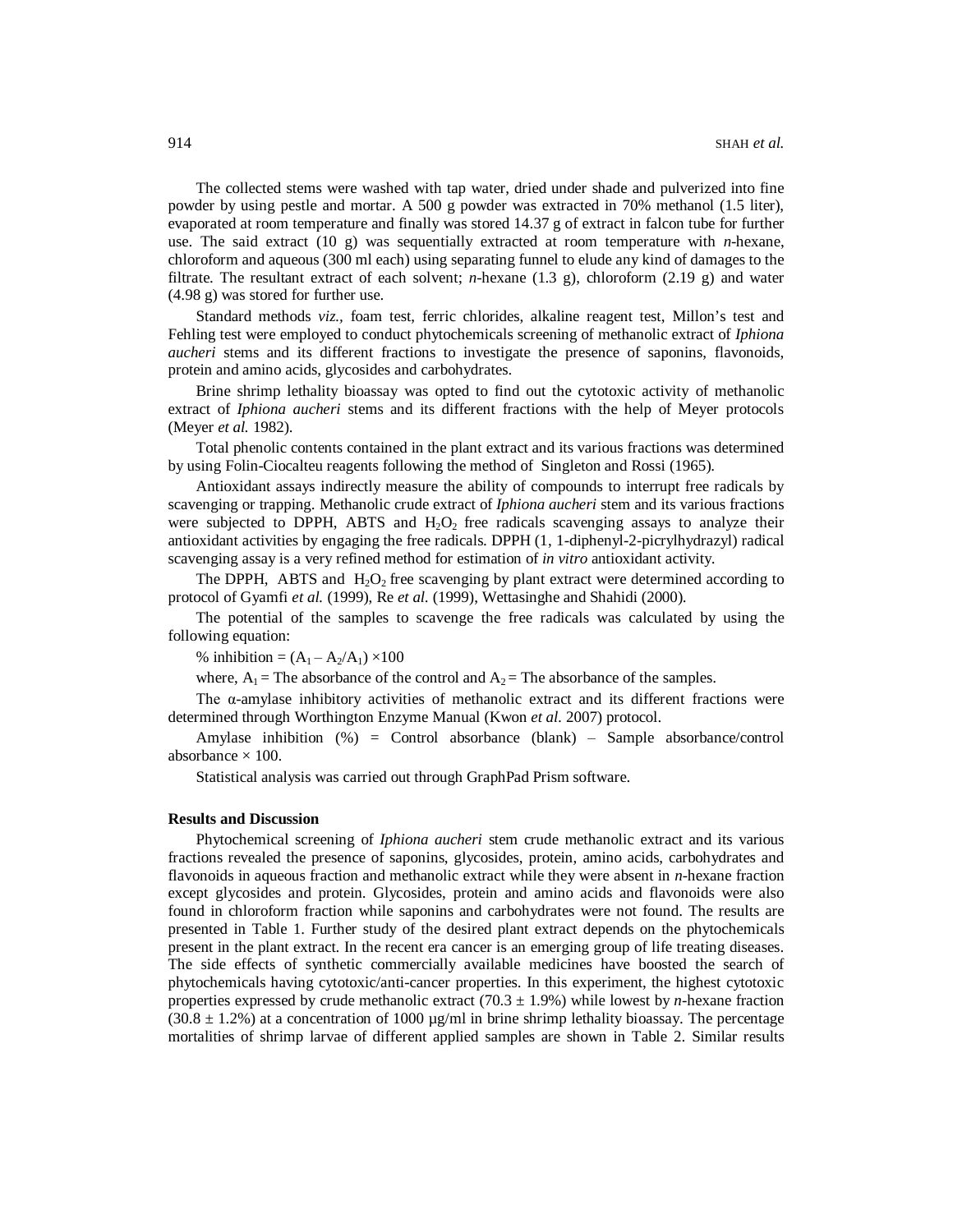The collected stems were washed with tap water, dried under shade and pulverized into fine powder by using pestle and mortar. A 500 g powder was extracted in 70% methanol (1.5 liter), evaporated at room temperature and finally was stored 14.37 g of extract in falcon tube for further use. The said extract (10 g) was sequentially extracted at room temperature with *n*-hexane, chloroform and aqueous (300 ml each) using separating funnel to elude any kind of damages to the filtrate. The resultant extract of each solvent; *n*-hexane (1.3 g), chloroform (2.19 g) and water (4.98 g) was stored for further use.

Standard methods *viz.*, foam test, ferric chlorides, alkaline reagent test, Millon's test and Fehling test were employed to conduct phytochemicals screening of methanolic extract of *Iphiona aucheri* stems and its different fractions to investigate the presence of saponins, flavonoids, protein and amino acids, glycosides and carbohydrates.

Brine shrimp lethality bioassay was opted to find out the cytotoxic activity of methanolic extract of *Iphiona aucheri* stems and its different fractions with the help of Meyer protocols (Meyer *et al.* 1982).

Total phenolic contents contained in the plant extract and its various fractions was determined by using Folin-Ciocalteu reagents following the method of Singleton and Rossi (1965).

Antioxidant assays indirectly measure the ability of compounds to interrupt free radicals by scavenging or trapping. Methanolic crude extract of *Iphiona aucheri* stem and its various fractions were subjected to DPPH, ABTS and $H_2O_2$ free radicals scavenging assays to analyze their antioxidant activities by engaging the free radicals. DPPH (1, 1-diphenyl-2-picrylhydrazyl) radical scavenging assay is a very refined method for estimation of *in vitro* antioxidant activity.

The DPPH, ABTS and $H_2O_2$ free scavenging by plant extract were determined according to protocol of Gyamfi *et al.* (1999), Re *et al.* (1999), Wettasinghe and Shahidi (2000).

The potential of the samples to scavenge the free radicals was calculated by using the following equation:

% inhibition = $(A_1 - A_2/A_1) \times 100$

where, $A_1$ = The absorbance of the control and $A_2$ = The absorbance of the samples.

The α-amylase inhibitory activities of methanolic extract and its different fractions were determined through Worthington Enzyme Manual (Kwon *et al.* 2007) protocol.

Amylase inhibition (%) = Control absorbance (blank) – Sample absorbance/control absorbance × 100.

Statistical analysis was carried out through GraphPad Prism software.

## Results and Discussion

Phytochemical screening of *Iphiona aucheri* stem crude methanolic extract and its various fractions revealed the presence of saponins, glycosides, protein, amino acids, carbohydrates and flavonoids in aqueous fraction and methanolic extract while they were absent in *n*-hexane fraction except glycosides and protein. Glycosides, protein and amino acids and flavonoids were also found in chloroform fraction while saponins and carbohydrates were not found. The results are presented in Table 1. Further study of the desired plant extract depends on the phytochemicals present in the plant extract. In the recent era cancer is an emerging group of life treating diseases. The side effects of synthetic commercially available medicines have boosted the search of phytochemicals having cytotoxic/anti-cancer properties. In this experiment, the highest cytotoxic properties expressed by crude methanolic extract (70.3 ± 1.9%) while lowest by *n*-hexane fraction (30.8 ± 1.2%) at a concentration of 1000 µg/ml in brine shrimp lethality bioassay. The percentage mortalities of shrimp larvae of different applied samples are shown in Table 2. Similar results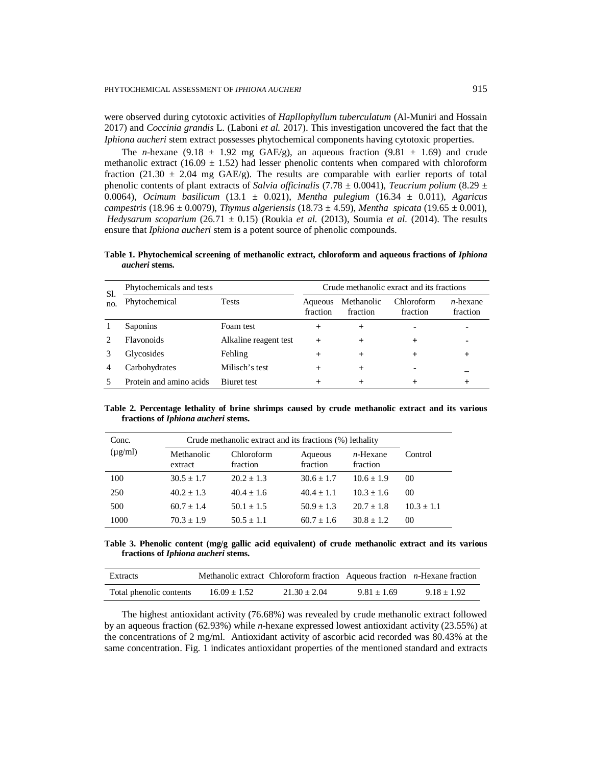were observed during cytotoxic activities of *Hapllophyllum tuberculatum* (Al-Muniri and Hossain 2017) and *Coccinia grandis* L. (Laboni *et al.* 2017). This investigation uncovered the fact that the *Iphiona aucheri* stem extract possesses phytochemical components having cytotoxic properties.

The *n*-hexane (9.18 ± 1.92 mg GAE/g), an aqueous fraction (9.81 ± 1.69) and crude methanolic extract (16.09 ± 1.52) had lesser phenolic contents when compared with chloroform fraction (21.30 ± 2.04 mg GAE/g). The results are comparable with earlier reports of total phenolic contents of plant extracts of *Salvia officinalis* (7.78 ± 0.0041), *Teucrium polium* (8.29 ± 0.0064), *Ocimum basilicum* (13.1 ± 0.021), *Mentha pulegium* (16.34 ± 0.011), *Agaricus campestris* (18.96 ± 0.0079), *Thymus algeriensis* (18.73 ± 4.59), *Mentha spicata* (19.65 ± 0.001), *Hedysarum scoparium* (26.71 ± 0.15) (Roukia *et al.* (2013), Soumia *et al.* (2014). The results ensure that *Iphiona aucheri* stem is a potent source of phenolic compounds.

**Table 1. Phytochemical screening of methanolic extract, chloroform and aqueous fractions of *Iphiona aucheri* stems.**

| Sl. no. | Phytochemicals and tests | | Crude methanolic exract and its fractions | | | |
|---|---|---|---|---|---|---|
| | Phytochemical | Tests | Aqueous fraction | Methanolic fraction | Chloroform fraction | *n*-hexane fraction |
| 1 | Saponins | Foam test | + | + | - | - |
| 2 | Flavonoids | Alkaline reagent test | + | + | + | - |
| 3 | Glycosides | Fehling | + | + | + | + |
| 4 | Carbohydrates | Milisch's test | + | + | - | – |
| 5 | Protein and amino acids | Biuret test | + | + | + | + |

**Table 2. Percentage lethality of brine shrimps caused by crude methanolic extract and its various fractions of *Iphiona aucheri* stems.**

| Conc. (µg/ml) | Crude methanolic extract and its fractions (%) lethality | | | | Control |
|---|---|---|---|---|---|
| | Methanolic extract | Chloroform fraction | Aqueous fraction | *n*-Hexane fraction | |
| 100 | 30.5 ± 1.7 | 20.2 ± 1.3 | 30.6 ± 1.7 | 10.6 ± 1.9 | 00 |
| 250 | 40.2 ± 1.3 | 40.4 ± 1.6 | 40.4 ± 1.1 | 10.3 ± 1.6 | 00 |
| 500 | 60.7 ± 1.4 | 50.1 ± 1.5 | 50.9 ± 1.3 | 20.7 ± 1.8 | 10.3 ± 1.1 |
| 1000 | 70.3 ± 1.9 | 50.5 ± 1.1 | 60.7 ± 1.6 | 30.8 ± 1.2 | 00 |

**Table 3. Phenolic content (mg/g gallic acid equivalent) of crude methanolic extract and its various fractions of *Iphiona aucheri* stems.**

| Extracts | Methanolic extract | Chloroform fraction | Aqueous fraction | *n*-Hexane fraction |
|---|---|---|---|---|
| Total phenolic contents | 16.09 ± 1.52 | 21.30 ± 2.04 | 9.81 ± 1.69 | 9.18 ± 1.92 |

The highest antioxidant activity (76.68%) was revealed by crude methanolic extract followed by an aqueous fraction (62.93%) while *n*-hexane expressed lowest antioxidant activity (23.55%) at the concentrations of 2 mg/ml. Antioxidant activity of ascorbic acid recorded was 80.43% at the same concentration. Fig. 1 indicates antioxidant properties of the mentioned standard and extracts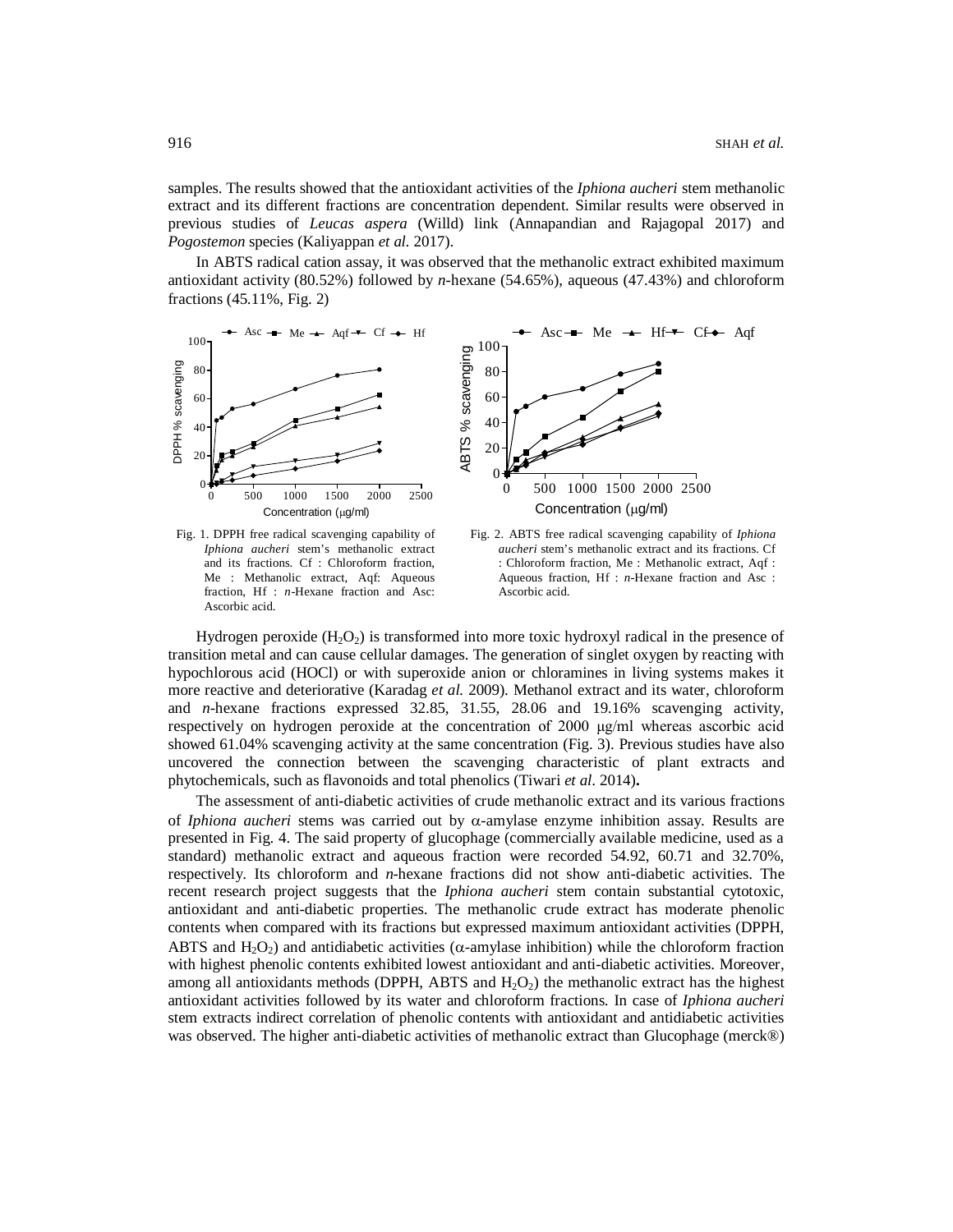samples. The results showed that the antioxidant activities of the *Iphiona aucheri* stem methanolic extract and its different fractions are concentration dependent. Similar results were observed in previous studies of *Leucas aspera* (Willd) link (Annapandian and Rajagopal 2017) and *Pogostemon* species (Kaliyappan *et al.* 2017).

In ABTS radical cation assay, it was observed that the methanolic extract exhibited maximum antioxidant activity (80.52%) followed by *n*-hexane (54.65%), aqueous (47.43%) and chloroform fractions (45.11%, Fig. 2)

Fig. 1. DPPH free radical scavenging capability of *Iphiona aucheri* stem's methanolic extract and its fractions. Cf : Chloroform fraction, Me : Methanolic extract, Aqf: Aqueous fraction, Hf : *n*-Hexane fraction and Asc: Ascorbic acid.

Fig. 2. ABTS free radical scavenging capability of *Iphiona aucheri* stem's methanolic extract and its fractions. Cf : Chloroform fraction, Me : Methanolic extract, Aqf : Aqueous fraction, Hf : *n*-Hexane fraction and Asc : Ascorbic acid.

Hydrogen peroxide ($H_2O_2$) is transformed into more toxic hydroxyl radical in the presence of transition metal and can cause cellular damages. The generation of singlet oxygen by reacting with hypochlorous acid (HOCl) or with superoxide anion or chloramines in living systems makes it more reactive and deteriorative (Karadag *et al.* 2009). Methanol extract and its water, chloroform and *n*-hexane fractions expressed 32.85, 31.55, 28.06 and 19.16% scavenging activity, respectively on hydrogen peroxide at the concentration of 2000 μg/ml whereas ascorbic acid showed 61.04% scavenging activity at the same concentration (Fig. 3). Previous studies have also uncovered the connection between the scavenging characteristic of plant extracts and phytochemicals, such as flavonoids and total phenolics (Tiwari *et al*. 2014)**.**

The assessment of anti-diabetic activities of crude methanolic extract and its various fractions of *Iphiona aucheri* stems was carried out by α-amylase enzyme inhibition assay. Results are presented in Fig. 4. The said property of glucophage (commercially available medicine, used as a standard) methanolic extract and aqueous fraction were recorded 54.92, 60.71 and 32.70%, respectively. Its chloroform and *n*-hexane fractions did not show anti-diabetic activities. The recent research project suggests that the *Iphiona aucheri* stem contain substantial cytotoxic, antioxidant and anti-diabetic properties. The methanolic crude extract has moderate phenolic contents when compared with its fractions but expressed maximum antioxidant activities (DPPH, ABTS and $H_2O_2$) and antidiabetic activities (α-amylase inhibition) while the chloroform fraction with highest phenolic contents exhibited lowest antioxidant and anti-diabetic activities. Moreover, among all antioxidants methods (DPPH, ABTS and $H_2O_2$) the methanolic extract has the highest antioxidant activities followed by its water and chloroform fractions. In case of *Iphiona aucheri* stem extracts indirect correlation of phenolic contents with antioxidant and antidiabetic activities was observed. The higher anti-diabetic activities of methanolic extract than Glucophage (merck®)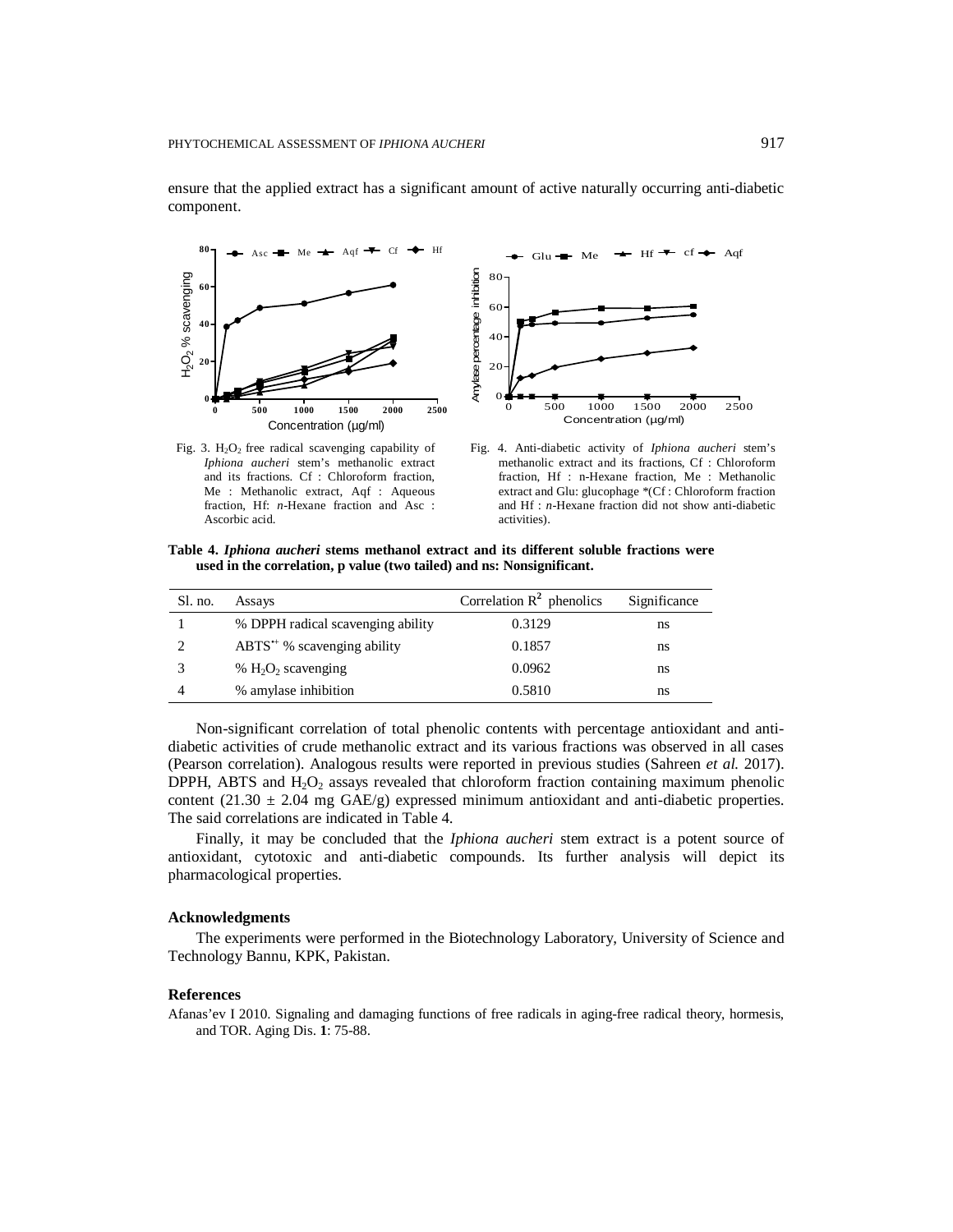ensure that the applied extract has a significant amount of active naturally occurring anti-diabetic component.

Fig. 3. $H_2O_2$ free radical scavenging capability of *Iphiona aucheri* stem's methanolic extract and its fractions. Cf : Chloroform fraction, Me : Methanolic extract, Aqf : Aqueous fraction, Hf: *n*-Hexane fraction and Asc : Ascorbic acid.

Fig. 4. Anti-diabetic activity of *Iphiona aucheri* stem's methanolic extract and its fractions, Cf : Chloroform fraction, Hf : n-Hexane fraction, Me : Methanolic extract and Glu: glucophage *(Cf : Chloroform fraction and Hf : *n*-Hexane fraction did not show anti-diabetic activities).

**Table 4. *Iphiona aucheri* stems methanol extract and its different soluble fractions were used in the correlation, p value (two tailed) and ns: Nonsignificant.**

| Sl. no. | Assays | Correlation $R^2$ phenolics | Significance |
|---|---|---|---|
| 1 | % DPPH radical scavenging ability | 0.3129 | ns |
| 2 | $ABTS^{•+}$ % scavenging ability | 0.1857 | ns |
| 3 | % $H_2O_2$ scavenging | 0.0962 | ns |
| 4 | % amylase inhibition | 0.5810 | ns |

Non-significant correlation of total phenolic contents with percentage antioxidant and anti-diabetic activities of crude methanolic extract and its various fractions was observed in all cases (Pearson correlation). Analogous results were reported in previous studies (Sahreen *et al.* 2017). DPPH, ABTS and $H_2O_2$ assays revealed that chloroform fraction containing maximum phenolic content (21.30 ± 2.04 mg GAE/g) expressed minimum antioxidant and anti-diabetic properties. The said correlations are indicated in Table 4.

Finally, it may be concluded that the *Iphiona aucheri* stem extract is a potent source of antioxidant, cytotoxic and anti-diabetic compounds. Its further analysis will depict its pharmacological properties.

### Acknowledgments

The experiments were performed in the Biotechnology Laboratory, University of Science and Technology Bannu, KPK, Pakistan.

### References

Afanas'ev I 2010. Signaling and damaging functions of free radicals in aging-free radical theory, hormesis, and TOR. Aging Dis. **1**: 75-88.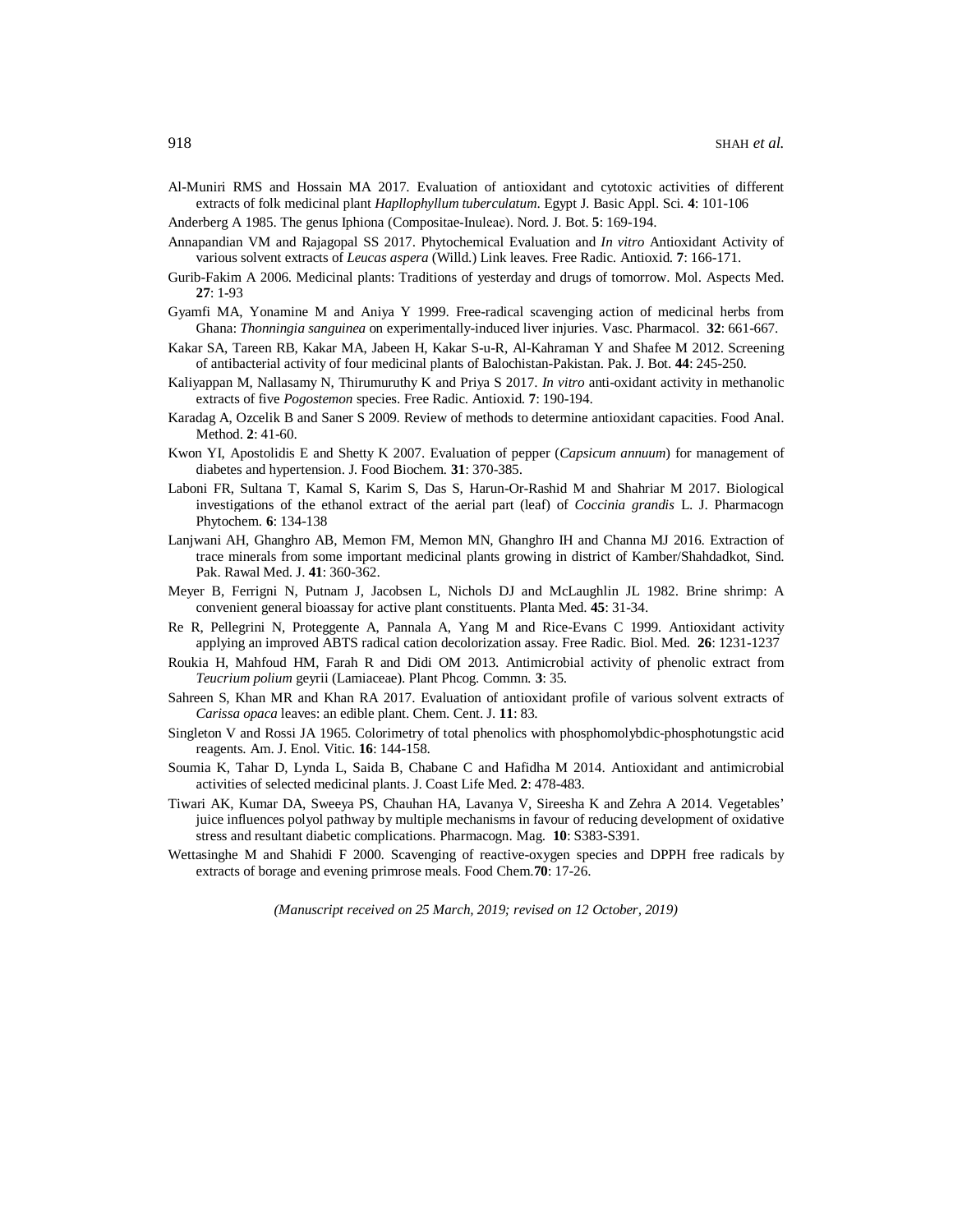Al-Muniri RMS and Hossain MA 2017. Evaluation of antioxidant and cytotoxic activities of different extracts of folk medicinal plant *Hapllophyllum tuberculatum*. Egypt J. Basic Appl. Sci. **4**: 101-106

Anderberg A 1985. The genus Iphiona (Compositae-Inuleae). Nord. J. Bot. **5**: 169-194.

Annapandian VM and Rajagopal SS 2017. Phytochemical Evaluation and *In vitro* Antioxidant Activity of various solvent extracts of *Leucas aspera* (Willd.) Link leaves. Free Radic. Antioxid. **7**: 166-171.

Gurib-Fakim A 2006. Medicinal plants: Traditions of yesterday and drugs of tomorrow. Mol. Aspects Med. **27**: 1-93

Gyamfi MA, Yonamine M and Aniya Y 1999. Free-radical scavenging action of medicinal herbs from Ghana: *Thonningia sanguinea* on experimentally-induced liver injuries. Vasc. Pharmacol. **32**: 661-667.

Kakar SA, Tareen RB, Kakar MA, Jabeen H, Kakar S-u-R, Al-Kahraman Y and Shafee M 2012. Screening of antibacterial activity of four medicinal plants of Balochistan-Pakistan. Pak. J. Bot. **44**: 245-250.

Kaliyappan M, Nallasamy N, Thirumuruthy K and Priya S 2017. *In vitro* anti-oxidant activity in methanolic extracts of five *Pogostemon* species. Free Radic. Antioxid. **7**: 190-194.

Karadag A, Ozcelik B and Saner S 2009. Review of methods to determine antioxidant capacities. Food Anal. Method. **2**: 41-60.

Kwon YI, Apostolidis E and Shetty K 2007. Evaluation of pepper (*Capsicum annuum*) for management of diabetes and hypertension. J. Food Biochem. **31**: 370-385.

Laboni FR, Sultana T, Kamal S, Karim S, Das S, Harun-Or-Rashid M and Shahriar M 2017. Biological investigations of the ethanol extract of the aerial part (leaf) of *Coccinia grandis* L. J. Pharmacogn Phytochem. **6**: 134-138

Lanjwani AH, Ghanghro AB, Memon FM, Memon MN, Ghanghro IH and Channa MJ 2016. Extraction of trace minerals from some important medicinal plants growing in district of Kamber/Shahdadkot, Sind. Pak. Rawal Med. J. **41**: 360-362.

Meyer B, Ferrigni N, Putnam J, Jacobsen L, Nichols DJ and McLaughlin JL 1982. Brine shrimp: A convenient general bioassay for active plant constituents. Planta Med. **45**: 31-34.

Re R, Pellegrini N, Proteggente A, Pannala A, Yang M and Rice-Evans C 1999. Antioxidant activity applying an improved ABTS radical cation decolorization assay. Free Radic. Biol. Med. **26**: 1231-1237

Roukia H, Mahfoud HM, Farah R and Didi OM 2013. Antimicrobial activity of phenolic extract from *Teucrium polium* geyrii (Lamiaceae). Plant Phcog. Commn. **3**: 35.

Sahreen S, Khan MR and Khan RA 2017. Evaluation of antioxidant profile of various solvent extracts of *Carissa opaca* leaves: an edible plant. Chem. Cent. J. **11**: 83.

Singleton V and Rossi JA 1965. Colorimetry of total phenolics with phosphomolybdic-phosphotungstic acid reagents. Am. J. Enol. Vitic. **16**: 144-158.

Soumia K, Tahar D, Lynda L, Saida B, Chabane C and Hafidha M 2014. Antioxidant and antimicrobial activities of selected medicinal plants. J. Coast Life Med. **2**: 478-483.

Tiwari AK, Kumar DA, Sweeya PS, Chauhan HA, Lavanya V, Sireesha K and Zehra A 2014. Vegetables' juice influences polyol pathway by multiple mechanisms in favour of reducing development of oxidative stress and resultant diabetic complications. Pharmacogn. Mag. **10**: S383-S391.

Wettasinghe M and Shahidi F 2000. Scavenging of reactive-oxygen species and DPPH free radicals by extracts of borage and evening primrose meals. Food Chem.**70**: 17-26.

*(Manuscript received on 25 March, 2019; revised on 12 October, 2019)*